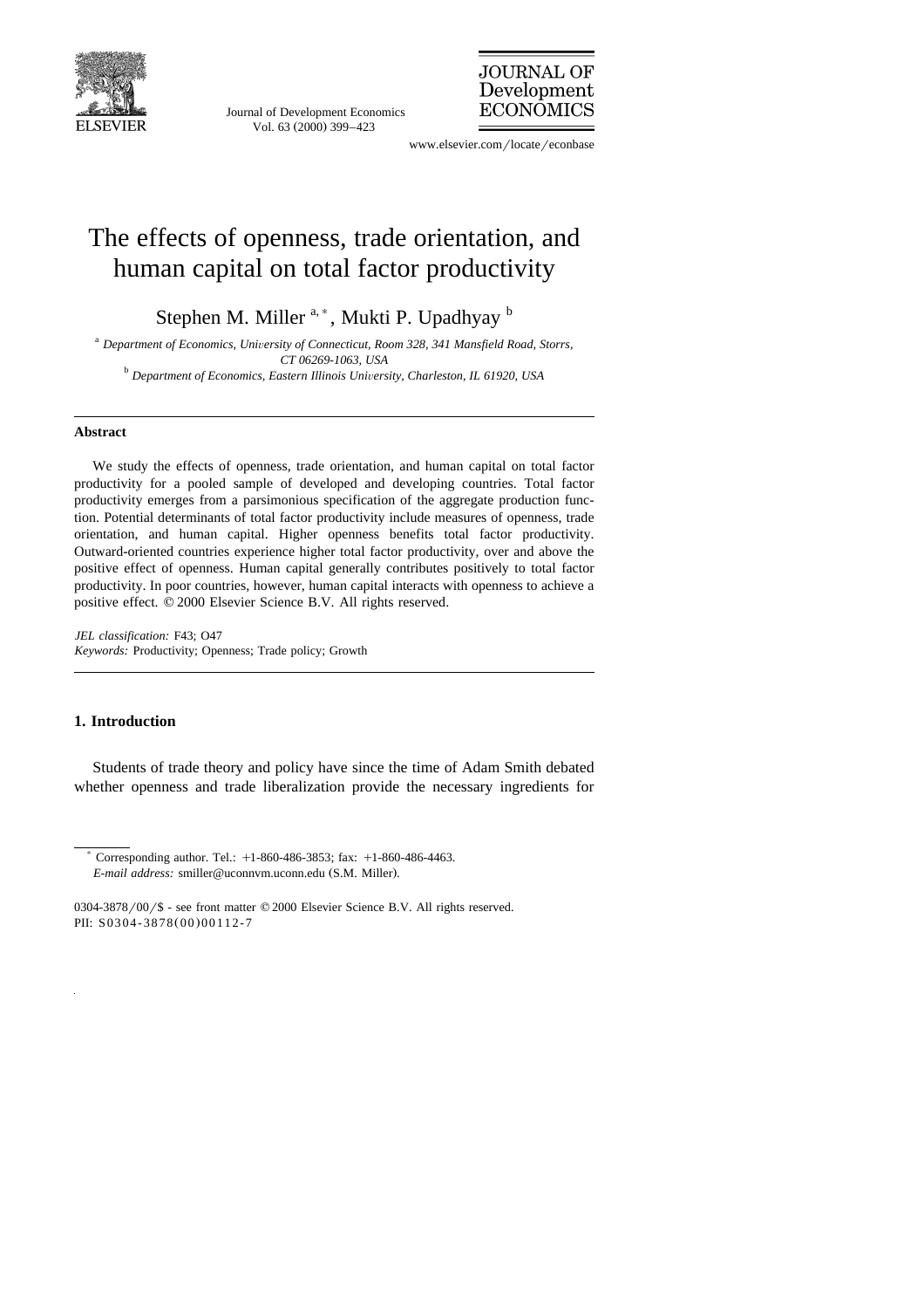# The effects of openness, trade orientation, and human capital on total factor productivity

Stephen M. Miller [a,*], Mukti P. Upadhyay [b]

[a] *Department of Economics, University of Connecticut, Room 328, 341 Mansfield Road, Storrs, CT 06269-1063, USA*

[b] *Department of Economics, Eastern Illinois University, Charleston, IL 61920, USA*

---

**Abstract**

We study the effects of openness, trade orientation, and human capital on total factor productivity for a pooled sample of developed and developing countries. Total factor productivity emerges from a parsimonious specification of the aggregate production function. Potential determinants of total factor productivity include measures of openness, trade orientation, and human capital. Higher openness benefits total factor productivity. Outward-oriented countries experience higher total factor productivity, over and above the positive effect of openness. Human capital generally contributes positively to total factor productivity. In poor countries, however, human capital interacts with openness to achieve a positive effect. © 2000 Elsevier Science B.V. All rights reserved.

*JEL classification:* F43; O47

*Keywords:* Productivity; Openness; Trade policy; Growth

---

## 1. Introduction

Students of trade theory and policy have since the time of Adam Smith debated whether openness and trade liberalization provide the necessary ingredients for

---

[*] Corresponding author. Tel.: +1-860-486-3853; fax: +1-860-486-4463.
*E-mail address:* smiller@uconnvm.uconn.edu (S.M. Miller).

0304-3878/00/$ - see front matter © 2000 Elsevier Science B.V. All rights reserved.
PII: S0304-3878(00)00112-7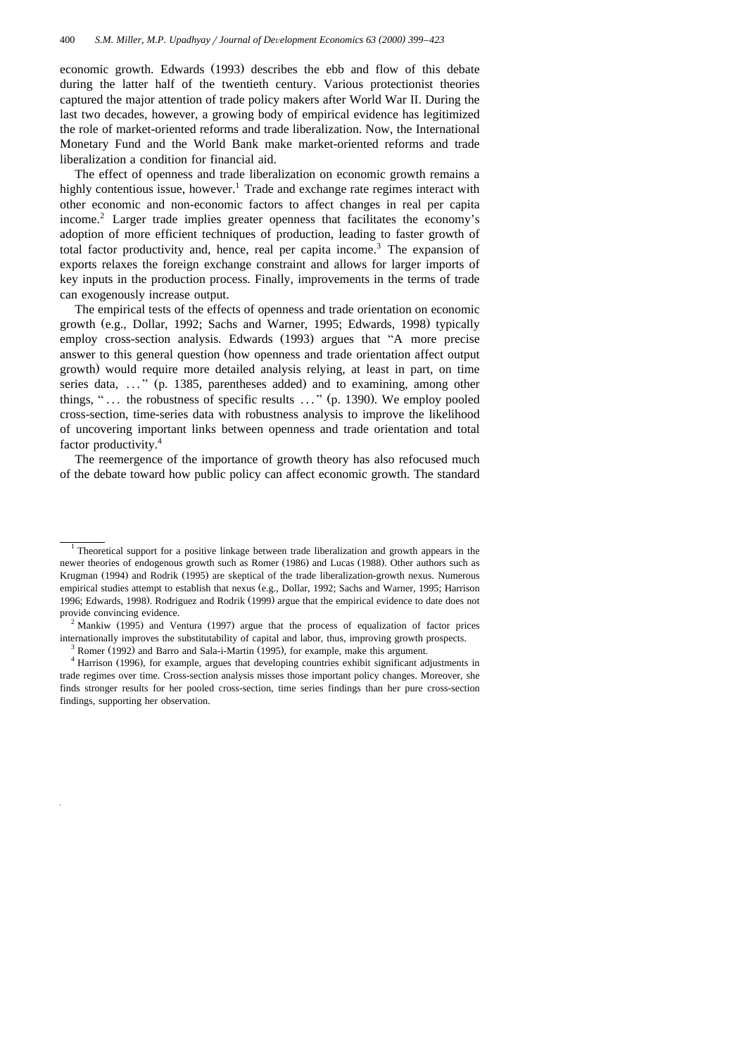economic growth. Edwards (1993) describes the ebb and flow of this debate during the latter half of the twentieth century. Various protectionist theories captured the major attention of trade policy makers after World War II. During the last two decades, however, a growing body of empirical evidence has legitimized the role of market-oriented reforms and trade liberalization. Now, the International Monetary Fund and the World Bank make market-oriented reforms and trade liberalization a condition for financial aid.

The effect of openness and trade liberalization on economic growth remains a highly contentious issue, however.[1] Trade and exchange rate regimes interact with other economic and non-economic factors to affect changes in real per capita income.[2] Larger trade implies greater openness that facilitates the economy's adoption of more efficient techniques of production, leading to faster growth of total factor productivity and, hence, real per capita income.[3] The expansion of exports relaxes the foreign exchange constraint and allows for larger imports of key inputs in the production process. Finally, improvements in the terms of trade can exogenously increase output.

The empirical tests of the effects of openness and trade orientation on economic growth (e.g., Dollar, 1992; Sachs and Warner, 1995; Edwards, 1998) typically employ cross-section analysis. Edwards (1993) argues that "A more precise answer to this general question (how openness and trade orientation affect output growth) would require more detailed analysis relying, at least in part, on time series data, ..." (p. 1385, parentheses added) and to examining, among other things, "... the robustness of specific results ..." (p. 1390). We employ pooled cross-section, time-series data with robustness analysis to improve the likelihood of uncovering important links between openness and trade orientation and total factor productivity.[4]

The reemergence of the importance of growth theory has also refocused much of the debate toward how public policy can affect economic growth. The standard

---

[1] Theoretical support for a positive linkage between trade liberalization and growth appears in the newer theories of endogenous growth such as Romer (1986) and Lucas (1988). Other authors such as Krugman (1994) and Rodrik (1995) are skeptical of the trade liberalization-growth nexus. Numerous empirical studies attempt to establish that nexus (e.g., Dollar, 1992; Sachs and Warner, 1995; Harrison 1996; Edwards, 1998). Rodriguez and Rodrik (1999) argue that the empirical evidence to date does not provide convincing evidence.

[2] Mankiw (1995) and Ventura (1997) argue that the process of equalization of factor prices internationally improves the substitutability of capital and labor, thus, improving growth prospects.

[3] Romer (1992) and Barro and Sala-i-Martin (1995), for example, make this argument.

[4] Harrison (1996), for example, argues that developing countries exhibit significant adjustments in trade regimes over time. Cross-section analysis misses those important policy changes. Moreover, she finds stronger results for her pooled cross-section, time series findings than her pure cross-section findings, supporting her observation.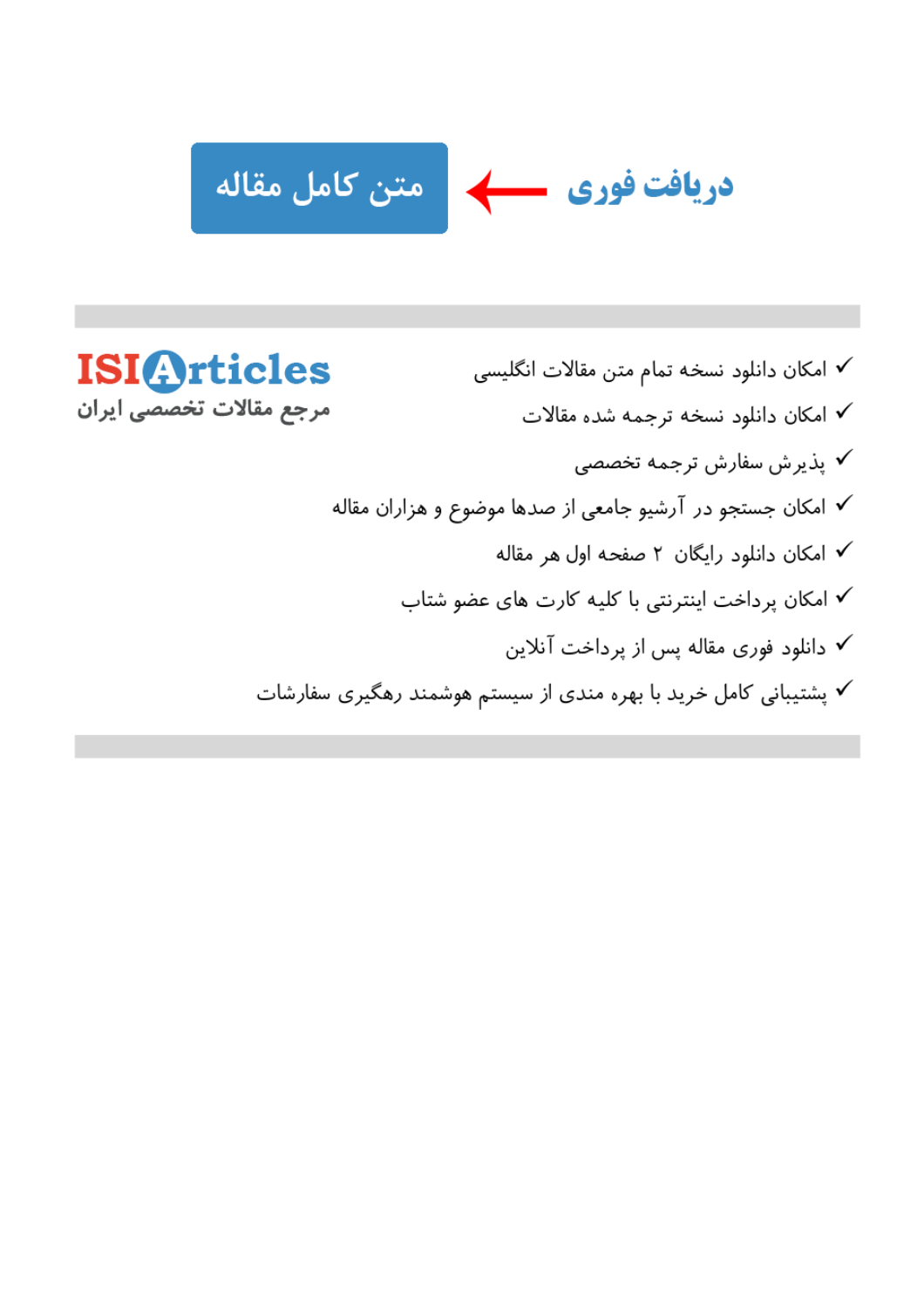دریافت فوری ← متن کامل مقاله

**ISIArticles**
مرجع مقالات تخصصی ایران

- ✓ امکان دانلود نسخه تمام متن مقالات انگلیسی
- ✓ امکان دانلود نسخه ترجمه شده مقالات
- ✓ پذیرش سفارش ترجمه تخصصی
- ✓ امکان جستجو در آرشیو جامعی از صدها موضوع و هزاران مقاله
- ✓ امکان دانلود رایگان ۲ صفحه اول هر مقاله
- ✓ امکان پرداخت اینترنتی با کلیه کارت های عضو شتاب
- ✓ دانلود فوری مقاله پس از پرداخت آنلاین
- ✓ پشتیبانی کامل خرید با بهره مندی از سیستم هوشمند رهگیری سفارشات